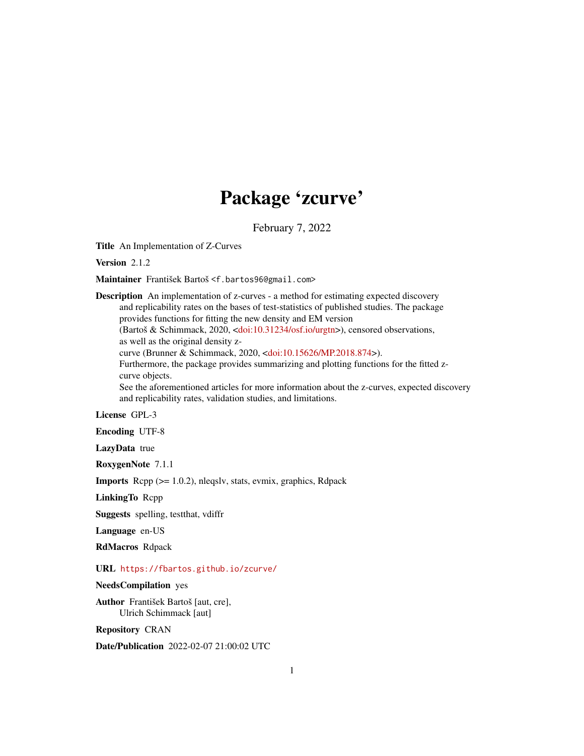# Package 'zcurve'

February 7, 2022

**Title** An Implementation of Z-Curves

**Version** 2.1.2

**Maintainer** František Bartoš <f.bartos96@gmail.com>

**Description** An implementation of z-curves - a method for estimating expected discovery and replicability rates on the bases of test-statistics of published studies. The package provides functions for fitting the new density and EM version (Bartoš & Schimmack, 2020, <doi:10.31234/osf.io/urgtn>), censored observations, as well as the original density z-curve (Brunner & Schimmack, 2020, <doi:10.15626/MP.2018.874>).
Furthermore, the package provides summarizing and plotting functions for the fitted z-curve objects.
See the aforementioned articles for more information about the z-curves, expected discovery and replicability rates, validation studies, and limitations.

**License** GPL-3

**Encoding** UTF-8

**LazyData** true

**RoxygenNote** 7.1.1

**Imports** Rcpp (>= 1.0.2), nleqslv, stats, evmix, graphics, Rdpack

**LinkingTo** Rcpp

**Suggests** spelling, testthat, vdiffr

**Language** en-US

**RdMacros** Rdpack

**URL** https://fbartos.github.io/zcurve/

**NeedsCompilation** yes

**Author** František Bartoš [aut, cre],
Ulrich Schimmack [aut]

**Repository** CRAN

**Date/Publication** 2022-02-07 21:00:02 UTC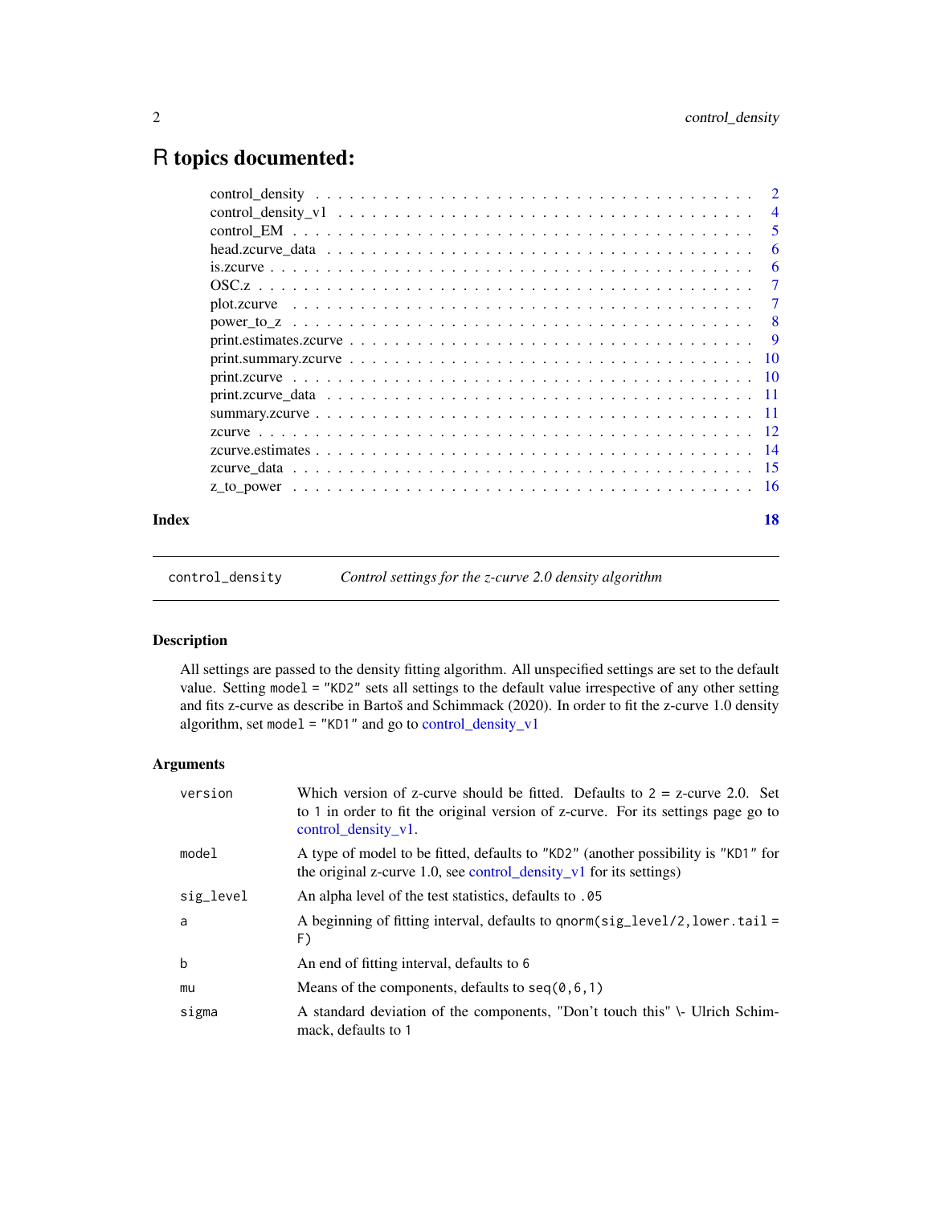# R topics documented:

| | |
|---|---|
| control_density | 2 |
| control_density_v1 | 4 |
| control_EM | 5 |
| head.zcurve_data | 6 |
| is.zcurve | 6 |
| OSC.z | 7 |
| plot.zcurve | 7 |
| power_to_z | 8 |
| print.estimates.zcurve | 9 |
| print.summary.zcurve | 10 |
| print.zcurve | 10 |
| print.zcurve_data | 11 |
| summary.zcurve | 11 |
| zcurve | 12 |
| zcurve.estimates | 14 |
| zcurve_data | 15 |
| z_to_power | 16 |
| **Index** | **18** |

---

`control_density` *Control settings for the z-curve 2.0 density algorithm*

---

## Description

All settings are passed to the density fitting algorithm. All unspecified settings are set to the default value. Setting `model = "KD2"` sets all settings to the default value irrespective of any other setting and fits z-curve as describe in Bartoš and Schimmack (2020). In order to fit the z-curve 1.0 density algorithm, set `model = "KD1"` and go to control_density_v1

## Arguments

| | |
|---|---|
| `version` | Which version of z-curve should be fitted. Defaults to `2` = z-curve 2.0. Set to `1` in order to fit the original version of z-curve. For its settings page go to control_density_v1. |
| `model` | A type of model to be fitted, defaults to `"KD2"` (another possibility is `"KD1"` for the original z-curve 1.0, see control_density_v1 for its settings) |
| `sig_level` | An alpha level of the test statistics, defaults to `.05` |
| `a` | A beginning of fitting interval, defaults to `qnorm(sig_level/2,lower.tail = F)` |
| `b` | An end of fitting interval, defaults to `6` |
| `mu` | Means of the components, defaults to `seq(0,6,1)` |
| `sigma` | A standard deviation of the components, "Don't touch this" \- Ulrich Schimmack, defaults to `1` |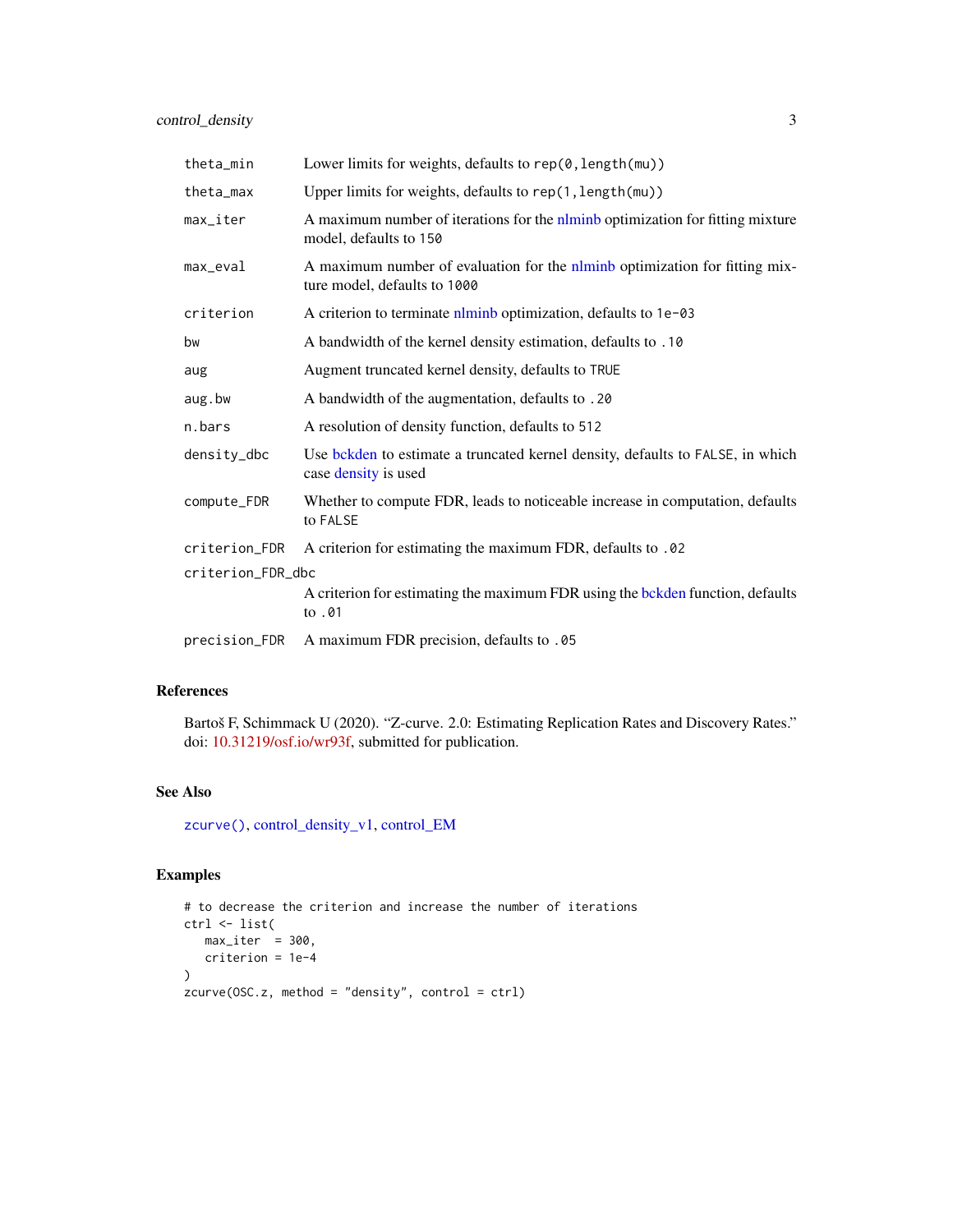| Argument | Description |
| --- | --- |
| `theta_min` | Lower limits for weights, defaults to `rep(0,length(mu))` |
| `theta_max` | Upper limits for weights, defaults to `rep(1,length(mu))` |
| `max_iter` | A maximum number of iterations for the nlminb optimization for fitting mixture model, defaults to `150` |
| `max_eval` | A maximum number of evaluation for the nlminb optimization for fitting mixture model, defaults to `1000` |
| `criterion` | A criterion to terminate nlminb optimization, defaults to `1e-03` |
| `bw` | A bandwidth of the kernel density estimation, defaults to `.10` |
| `aug` | Augment truncated kernel density, defaults to `TRUE` |
| `aug.bw` | A bandwidth of the augmentation, defaults to `.20` |
| `n.bars` | A resolution of density function, defaults to `512` |
| `density_dbc` | Use bckden to estimate a truncated kernel density, defaults to `FALSE`, in which case density is used |
| `compute_FDR` | Whether to compute FDR, leads to noticeable increase in computation, defaults to `FALSE` |
| `criterion_FDR` | A criterion for estimating the maximum FDR, defaults to `.02` |
| `criterion_FDR_dbc` | A criterion for estimating the maximum FDR using the bckden function, defaults to `.01` |
| `precision_FDR` | A maximum FDR precision, defaults to `.05` |

## References

Bartoš F, Schimmack U (2020). "Z-curve. 2.0: Estimating Replication Rates and Discovery Rates." doi: 10.31219/osf.io/wr93f, submitted for publication.

## See Also

`zcurve()`, control_density_v1, control_EM

## Examples

```
# to decrease the criterion and increase the number of iterations
ctrl <- list(
   max_iter  = 300,
   criterion = 1e-4
)
zcurve(OSC.z, method = "density", control = ctrl)
```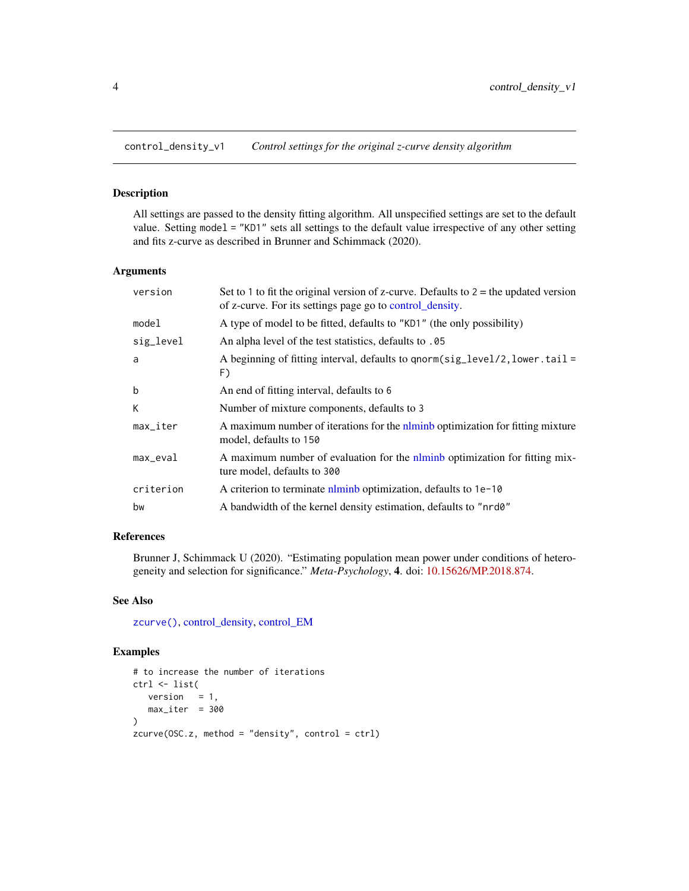## control_density_v1 — *Control settings for the original z-curve density algorithm*

### Description

All settings are passed to the density fitting algorithm. All unspecified settings are set to the default value. Setting `model = "KD1"` sets all settings to the default value irrespective of any other setting and fits z-curve as described in Brunner and Schimmack (2020).

### Arguments

| Argument | Description |
|---|---|
| `version` | Set to `1` to fit the original version of z-curve. Defaults to `2` = the updated version of z-curve. For its settings page go to control_density. |
| `model` | A type of model to be fitted, defaults to `"KD1"` (the only possibility) |
| `sig_level` | An alpha level of the test statistics, defaults to `.05` |
| `a` | A beginning of fitting interval, defaults to `qnorm(sig_level/2,lower.tail = F)` |
| `b` | An end of fitting interval, defaults to `6` |
| `K` | Number of mixture components, defaults to `3` |
| `max_iter` | A maximum number of iterations for the nlminb optimization for fitting mixture model, defaults to `150` |
| `max_eval` | A maximum number of evaluation for the nlminb optimization for fitting mixture model, defaults to `300` |
| `criterion` | A criterion to terminate nlminb optimization, defaults to `1e-10` |
| `bw` | A bandwidth of the kernel density estimation, defaults to `"nrd0"` |

### References

Brunner J, Schimmack U (2020). "Estimating population mean power under conditions of heterogeneity and selection for significance." *Meta-Psychology*, **4**. doi: 10.15626/MP.2018.874.

### See Also

`zcurve()`, control_density, control_EM

### Examples

```
# to increase the number of iterations
ctrl <- list(
   version   = 1,
   max_iter  = 300
)
zcurve(OSC.z, method = "density", control = ctrl)
```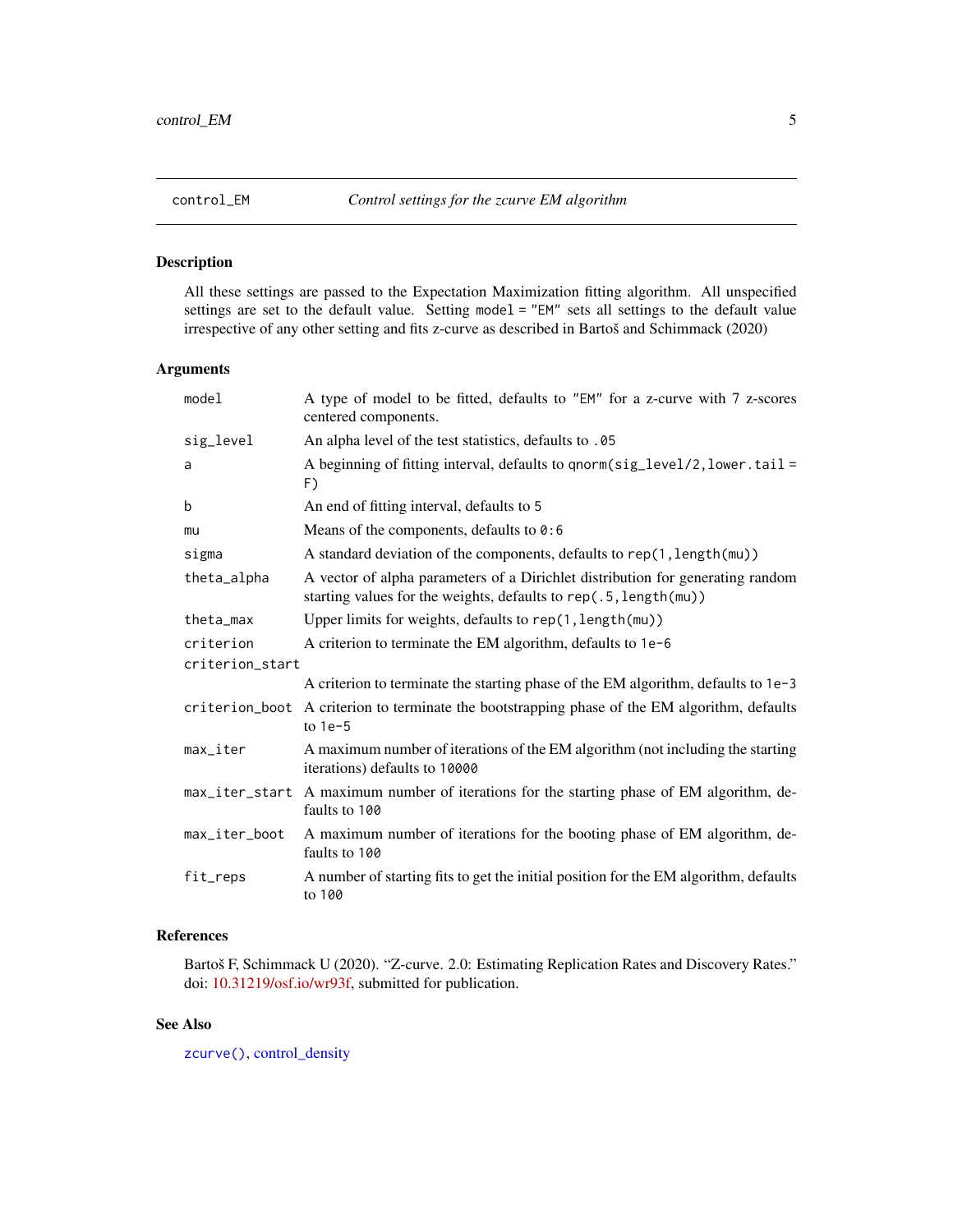# control_EM — *Control settings for the zcurve EM algorithm*

## Description

All these settings are passed to the Expectation Maximization fitting algorithm. All unspecified settings are set to the default value. Setting `model = "EM"` sets all settings to the default value irrespective of any other setting and fits z-curve as described in Bartoš and Schimmack (2020)

## Arguments

| Argument | Description |
| --- | --- |
| `model` | A type of model to be fitted, defaults to `"EM"` for a z-curve with 7 z-scores centered components. |
| `sig_level` | An alpha level of the test statistics, defaults to `.05` |
| `a` | A beginning of fitting interval, defaults to `qnorm(sig_level/2,lower.tail = F)` |
| `b` | An end of fitting interval, defaults to `5` |
| `mu` | Means of the components, defaults to `0:6` |
| `sigma` | A standard deviation of the components, defaults to `rep(1,length(mu))` |
| `theta_alpha` | A vector of alpha parameters of a Dirichlet distribution for generating random starting values for the weights, defaults to `rep(.5,length(mu))` |
| `theta_max` | Upper limits for weights, defaults to `rep(1,length(mu))` |
| `criterion` | A criterion to terminate the EM algorithm, defaults to `1e-6` |
| `criterion_start` | A criterion to terminate the starting phase of the EM algorithm, defaults to `1e-3` |
| `criterion_boot` | A criterion to terminate the bootstrapping phase of the EM algorithm, defaults to `1e-5` |
| `max_iter` | A maximum number of iterations of the EM algorithm (not including the starting iterations) defaults to `10000` |
| `max_iter_start` | A maximum number of iterations for the starting phase of EM algorithm, defaults to `100` |
| `max_iter_boot` | A maximum number of iterations for the booting phase of EM algorithm, defaults to `100` |
| `fit_reps` | A number of starting fits to get the initial position for the EM algorithm, defaults to `100` |

## References

Bartoš F, Schimmack U (2020). "Z-curve. 2.0: Estimating Replication Rates and Discovery Rates." doi: 10.31219/osf.io/wr93f, submitted for publication.

## See Also

`zcurve()`, control_density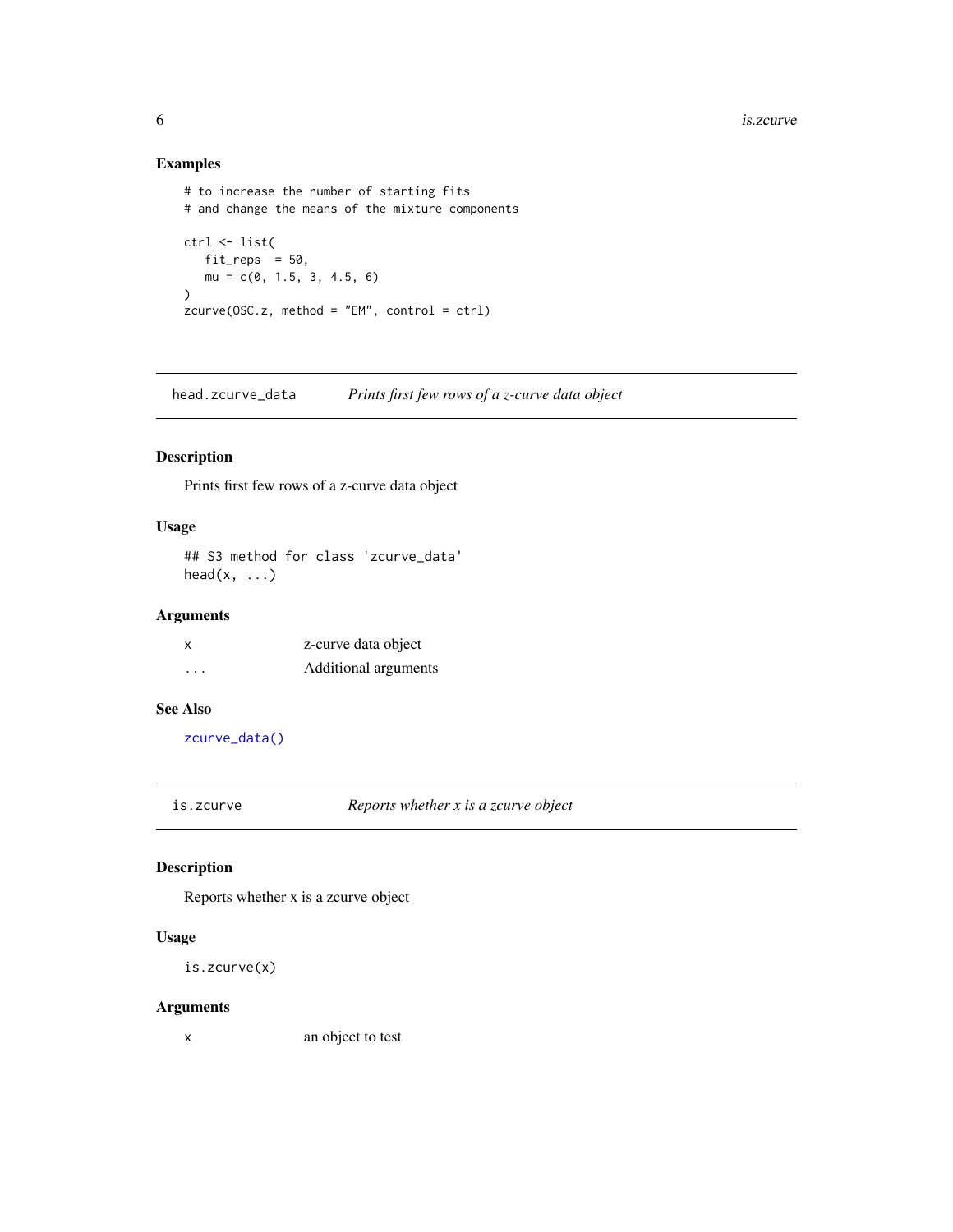### Examples

```
# to increase the number of starting fits
# and change the means of the mixture components

ctrl <- list(
   fit_reps  = 50,
   mu = c(0, 1.5, 3, 4.5, 6)
)
zcurve(OSC.z, method = "EM", control = ctrl)
```

---

## head.zcurve_data — *Prints first few rows of a z-curve data object*

### Description

Prints first few rows of a z-curve data object

### Usage

```
## S3 method for class 'zcurve_data'
head(x, ...)
```

### Arguments

| | |
|---|---|
| x | z-curve data object |
| ... | Additional arguments |

### See Also

`zcurve_data()`

---

## is.zcurve — *Reports whether x is a zcurve object*

### Description

Reports whether x is a zcurve object

### Usage

```
is.zcurve(x)
```

### Arguments

| | |
|---|---|
| x | an object to test |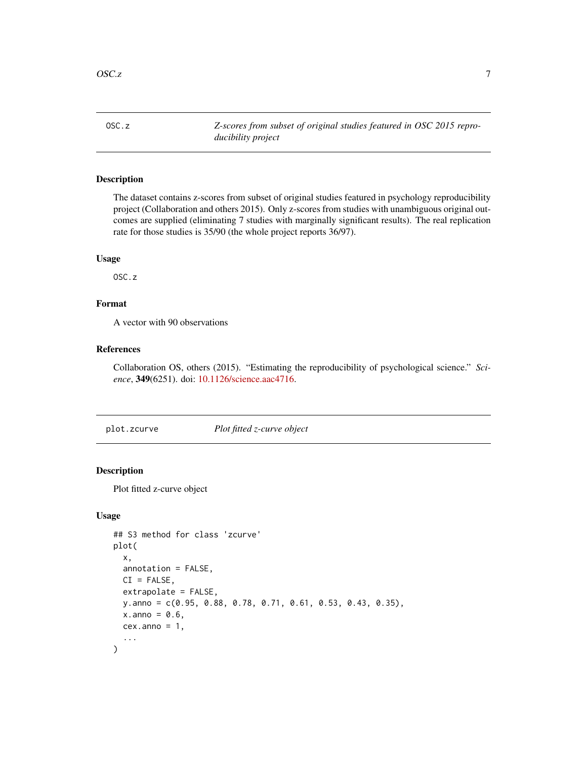## OSC.z

*Z-scores from subset of original studies featured in OSC 2015 reproducibility project*

### Description

The dataset contains z-scores from subset of original studies featured in psychology reproducibility project (Collaboration and others 2015). Only z-scores from studies with unambiguous original outcomes are supplied (eliminating 7 studies with marginally significant results). The real replication rate for those studies is 35/90 (the whole project reports 36/97).

### Usage

```
OSC.z
```

### Format

A vector with 90 observations

### References

Collaboration OS, others (2015). "Estimating the reproducibility of psychological science." *Science*, **349**(6251). doi: 10.1126/science.aac4716.

## plot.zcurve

*Plot fitted z-curve object*

### Description

Plot fitted z-curve object

### Usage

```
## S3 method for class 'zcurve'
plot(
  x,
  annotation = FALSE,
  CI = FALSE,
  extrapolate = FALSE,
  y.anno = c(0.95, 0.88, 0.78, 0.71, 0.61, 0.53, 0.43, 0.35),
  x.anno = 0.6,
  cex.anno = 1,
  ...
)
```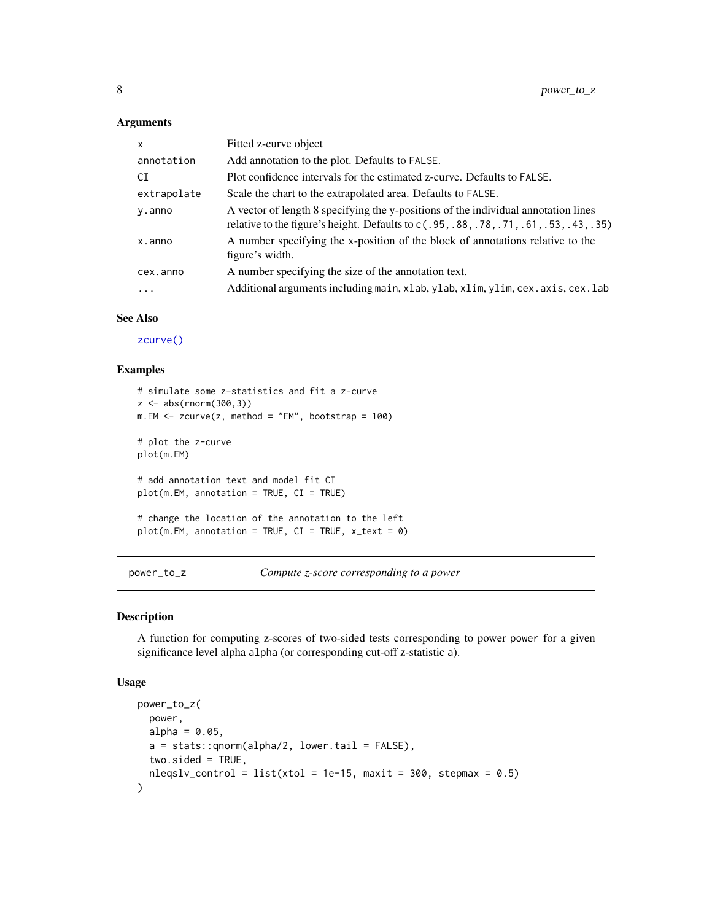### Arguments

| | |
|---|---|
| `x` | Fitted z-curve object |
| `annotation` | Add annotation to the plot. Defaults to `FALSE`. |
| `CI` | Plot confidence intervals for the estimated z-curve. Defaults to `FALSE`. |
| `extrapolate` | Scale the chart to the extrapolated area. Defaults to `FALSE`. |
| `y.anno` | A vector of length 8 specifying the y-positions of the individual annotation lines relative to the figure's height. Defaults to `c(.95,.88,.78,.71,.61,.53,.43,.35)` |
| `x.anno` | A number specifying the x-position of the block of annotations relative to the figure's width. |
| `cex.anno` | A number specifying the size of the annotation text. |
| `...` | Additional arguments including `main`, `xlab`, `ylab`, `xlim`, `ylim`, `cex.axis`, `cex.lab` |

### See Also

`zcurve()`

### Examples

```
# simulate some z-statistics and fit a z-curve
z <- abs(rnorm(300,3))
m.EM <- zcurve(z, method = "EM", bootstrap = 100)

# plot the z-curve
plot(m.EM)

# add annotation text and model fit CI
plot(m.EM, annotation = TRUE, CI = TRUE)

# change the location of the annotation to the left
plot(m.EM, annotation = TRUE, CI = TRUE, x_text = 0)
```

---

## power_to_z — *Compute z-score corresponding to a power*

### Description

A function for computing z-scores of two-sided tests corresponding to power `power` for a given significance level alpha `alpha` (or corresponding cut-off z-statistic `a`).

### Usage

```
power_to_z(
  power,
  alpha = 0.05,
  a = stats::qnorm(alpha/2, lower.tail = FALSE),
  two.sided = TRUE,
  nleqslv_control = list(xtol = 1e-15, maxit = 300, stepmax = 0.5)
)
```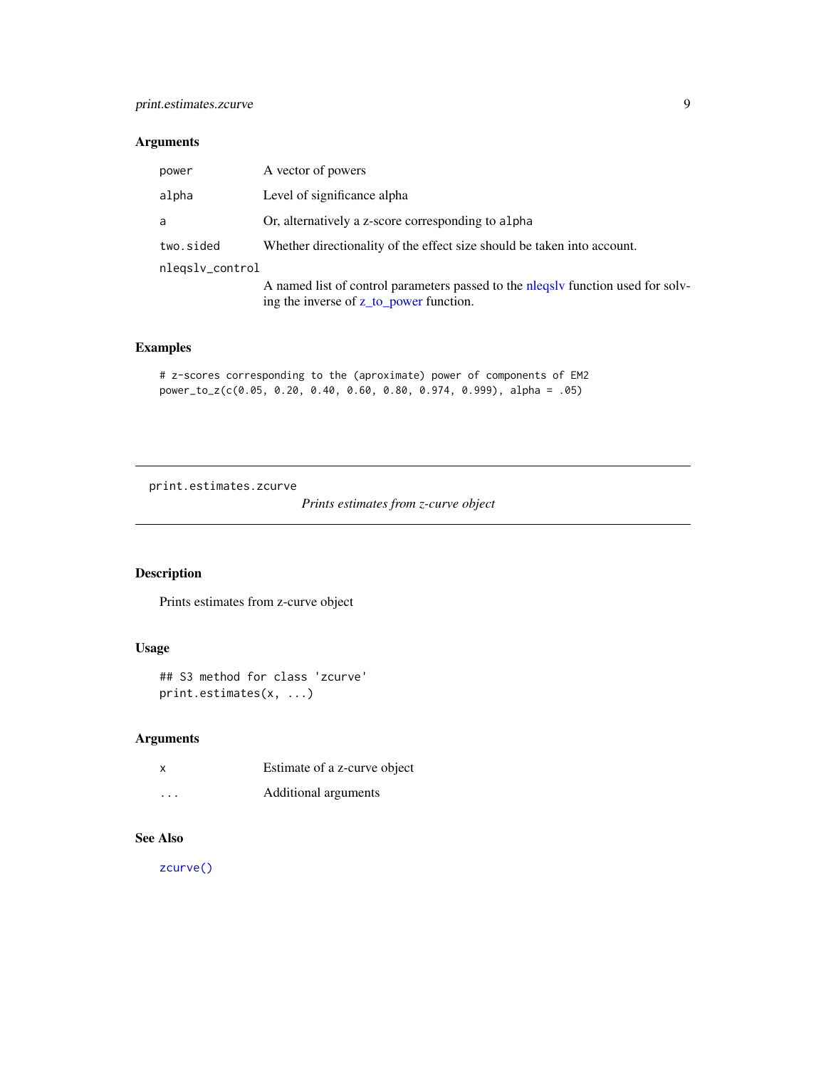### Arguments

| | |
|---|---|
| power | A vector of powers |
| alpha | Level of significance alpha |
| a | Or, alternatively a z-score corresponding to alpha |
| two.sided | Whether directionality of the effect size should be taken into account. |
| nleqslv_control | A named list of control parameters passed to the nleqslv function used for solving the inverse of z_to_power function. |

### Examples

```
# z-scores corresponding to the (aproximate) power of components of EM2
power_to_z(c(0.05, 0.20, 0.40, 0.60, 0.80, 0.974, 0.999), alpha = .05)
```

---

## print.estimates.zcurve

*Prints estimates from z-curve object*

### Description

Prints estimates from z-curve object

### Usage

```
## S3 method for class 'zcurve'
print.estimates(x, ...)
```

### Arguments

| | |
|---|---|
| x | Estimate of a z-curve object |
| ... | Additional arguments |

### See Also

zcurve()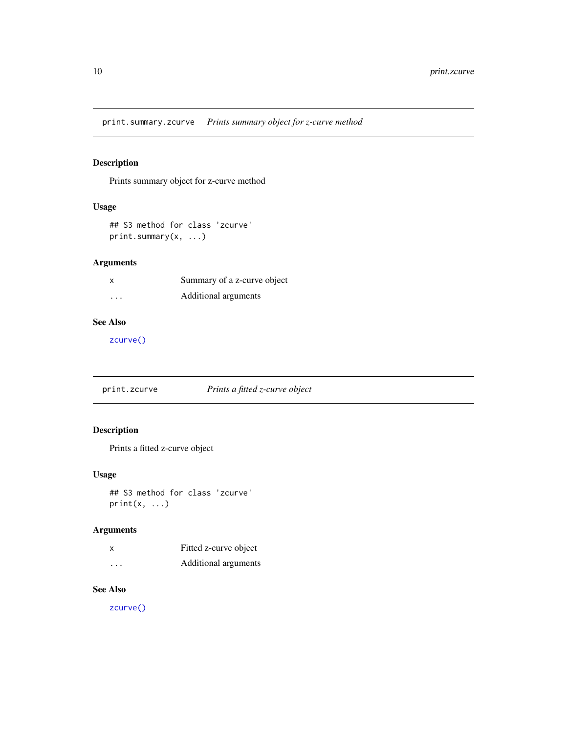## print.summary.zcurve *Prints summary object for z-curve method*

### Description

Prints summary object for z-curve method

### Usage

```
## S3 method for class 'zcurve'
print.summary(x, ...)
```

### Arguments

| | |
|---|---|
| x | Summary of a z-curve object |
| ... | Additional arguments |

### See Also

zcurve()

## print.zcurve *Prints a fitted z-curve object*

### Description

Prints a fitted z-curve object

### Usage

```
## S3 method for class 'zcurve'
print(x, ...)
```

### Arguments

| | |
|---|---|
| x | Fitted z-curve object |
| ... | Additional arguments |

### See Also

zcurve()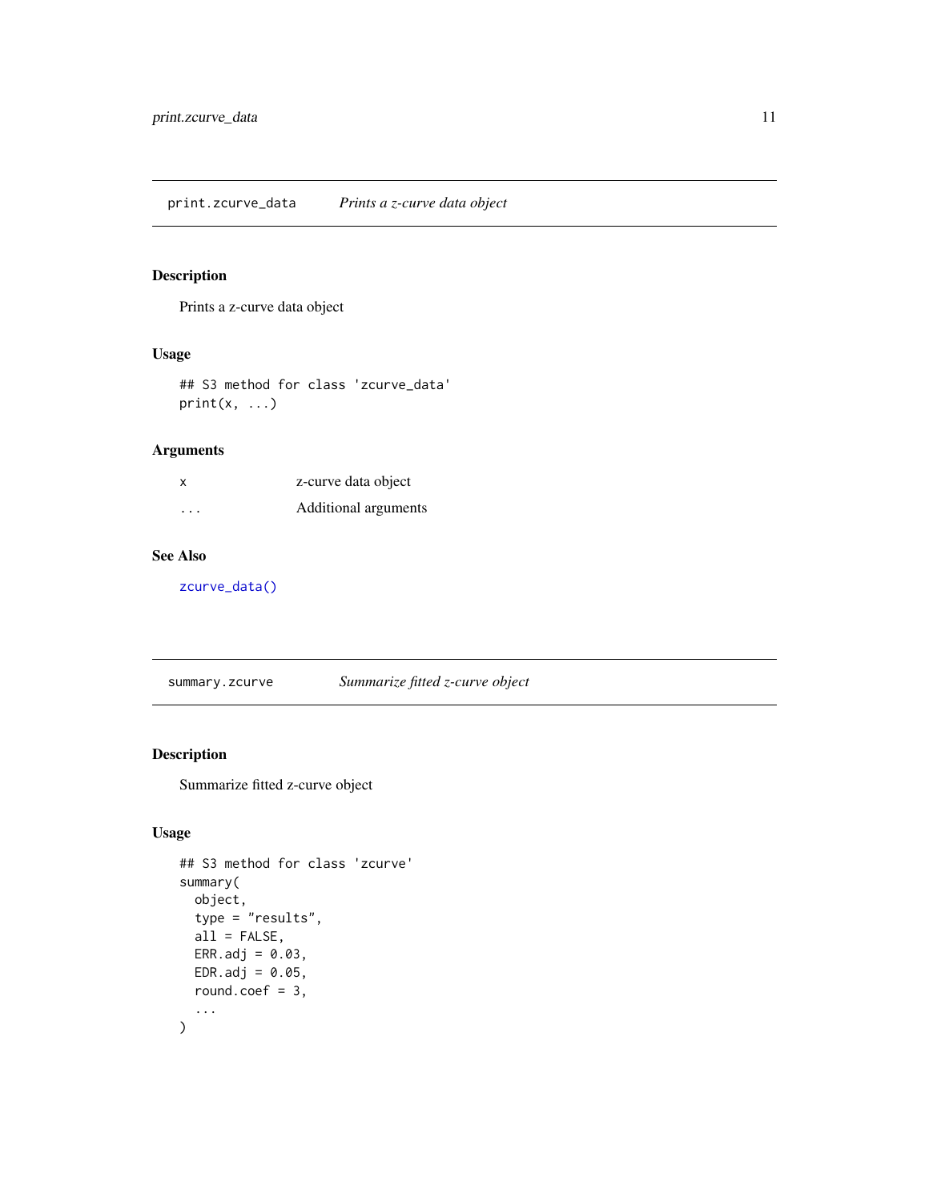## print.zcurve_data *Prints a z-curve data object*

### Description

Prints a z-curve data object

### Usage

```
## S3 method for class 'zcurve_data'
print(x, ...)
```

### Arguments

| | |
|---|---|
| x | z-curve data object |
| ... | Additional arguments |

### See Also

zcurve_data()

## summary.zcurve *Summarize fitted z-curve object*

### Description

Summarize fitted z-curve object

### Usage

```
## S3 method for class 'zcurve'
summary(
  object,
  type = "results",
  all = FALSE,
  ERR.adj = 0.03,
  EDR.adj = 0.05,
  round.coef = 3,
  ...
)
```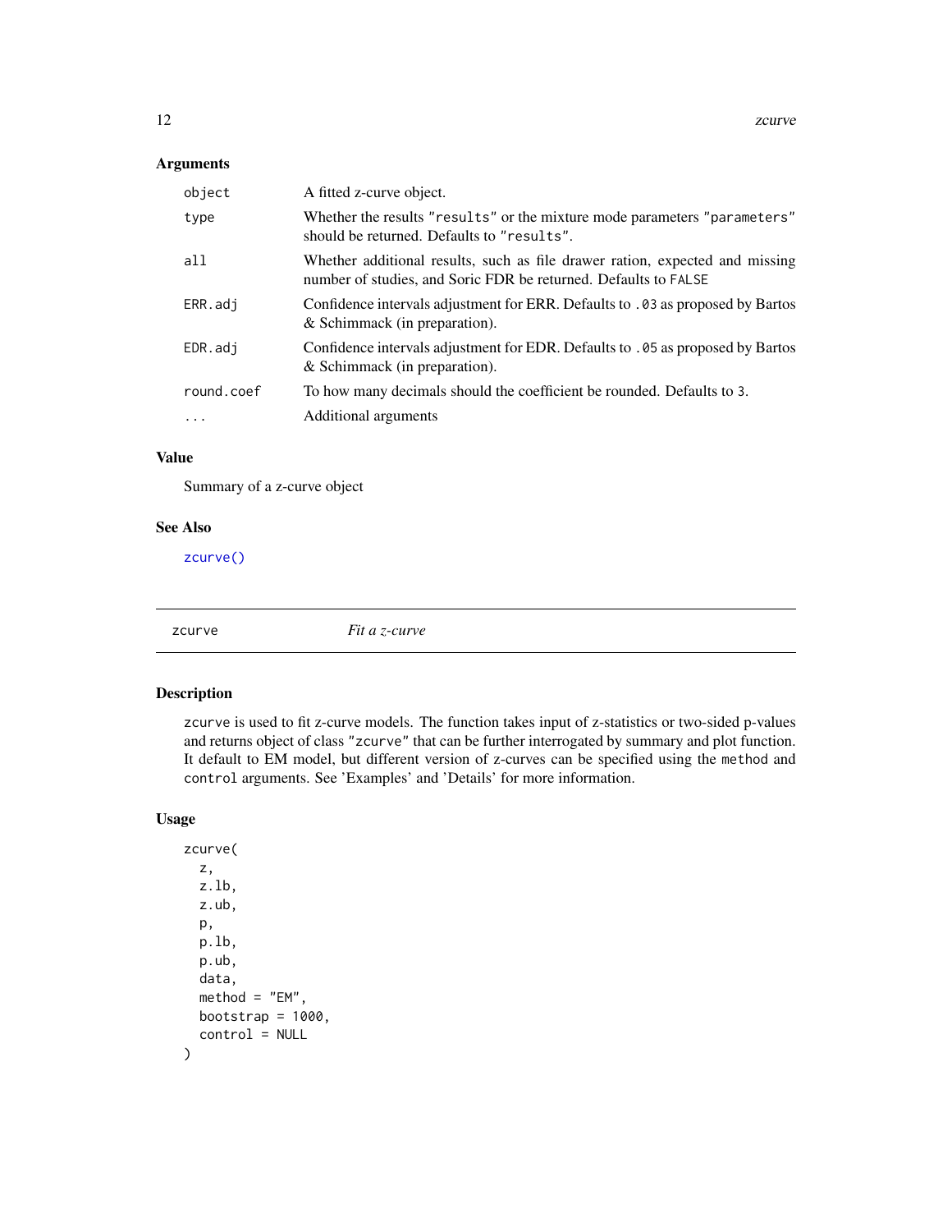### Arguments

| | |
|---|---|
| `object` | A fitted z-curve object. |
| `type` | Whether the results `"results"` or the mixture mode parameters `"parameters"` should be returned. Defaults to `"results"`. |
| `all` | Whether additional results, such as file drawer ration, expected and missing number of studies, and Soric FDR be returned. Defaults to `FALSE` |
| `ERR.adj` | Confidence intervals adjustment for ERR. Defaults to `.03` as proposed by Bartos & Schimmack (in preparation). |
| `EDR.adj` | Confidence intervals adjustment for EDR. Defaults to `.05` as proposed by Bartos & Schimmack (in preparation). |
| `round.coef` | To how many decimals should the coefficient be rounded. Defaults to `3`. |
| `...` | Additional arguments |

### Value

Summary of a z-curve object

### See Also

`zcurve()`

---

## zcurve — *Fit a z-curve*

### Description

`zcurve` is used to fit z-curve models. The function takes input of z-statistics or two-sided p-values and returns object of class `"zcurve"` that can be further interrogated by summary and plot function. It default to EM model, but different version of z-curves can be specified using the `method` and `control` arguments. See 'Examples' and 'Details' for more information.

### Usage

```
zcurve(
  z,
  z.lb,
  z.ub,
  p,
  p.lb,
  p.ub,
  data,
  method = "EM",
  bootstrap = 1000,
  control = NULL
)
```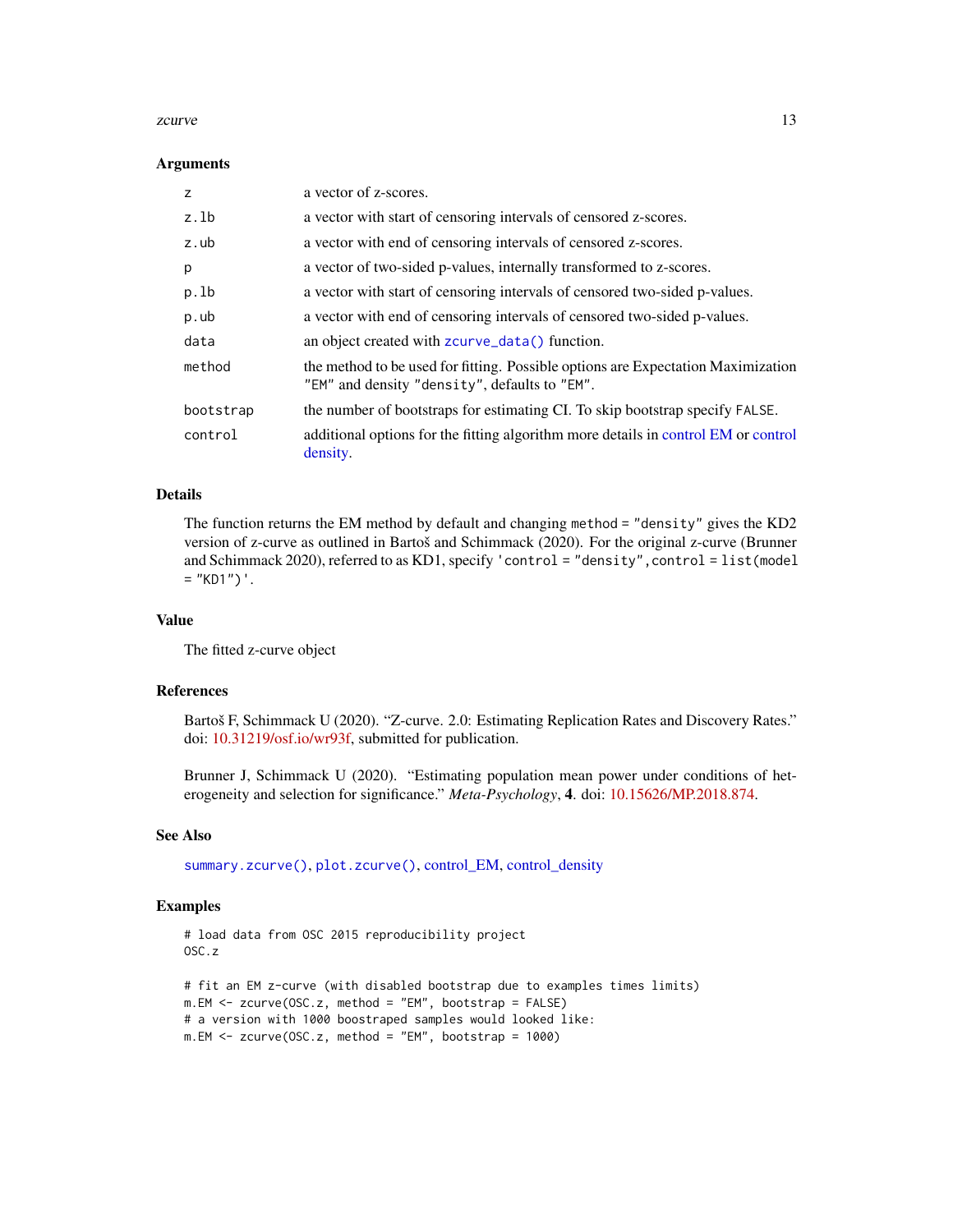### Arguments

| | |
|---|---|
| `z` | a vector of z-scores. |
| `z.lb` | a vector with start of censoring intervals of censored z-scores. |
| `z.ub` | a vector with end of censoring intervals of censored z-scores. |
| `p` | a vector of two-sided p-values, internally transformed to z-scores. |
| `p.lb` | a vector with start of censoring intervals of censored two-sided p-values. |
| `p.ub` | a vector with end of censoring intervals of censored two-sided p-values. |
| `data` | an object created with `zcurve_data()` function. |
| `method` | the method to be used for fitting. Possible options are Expectation Maximization `"EM"` and density `"density"`, defaults to `"EM"`. |
| `bootstrap` | the number of bootstraps for estimating CI. To skip bootstrap specify `FALSE`. |
| `control` | additional options for the fitting algorithm more details in control EM or control density. |

### Details

The function returns the EM method by default and changing `method = "density"` gives the KD2 version of z-curve as outlined in Bartoš and Schimmack (2020). For the original z-curve (Brunner and Schimmack 2020), referred to as KD1, specify `'control = "density", control = list(model = "KD1")'`.

### Value

The fitted z-curve object

### References

Bartoš F, Schimmack U (2020). "Z-curve. 2.0: Estimating Replication Rates and Discovery Rates." doi: 10.31219/osf.io/wr93f, submitted for publication.

Brunner J, Schimmack U (2020). "Estimating population mean power under conditions of heterogeneity and selection for significance." *Meta-Psychology*, **4**. doi: 10.15626/MP.2018.874.

### See Also

`summary.zcurve()`, `plot.zcurve()`, control_EM, control_density

### Examples

```
# load data from OSC 2015 reproducibility project
OSC.z

# fit an EM z-curve (with disabled bootstrap due to examples times limits)
m.EM <- zcurve(OSC.z, method = "EM", bootstrap = FALSE)
# a version with 1000 boostraped samples would looked like:
m.EM <- zcurve(OSC.z, method = "EM", bootstrap = 1000)
```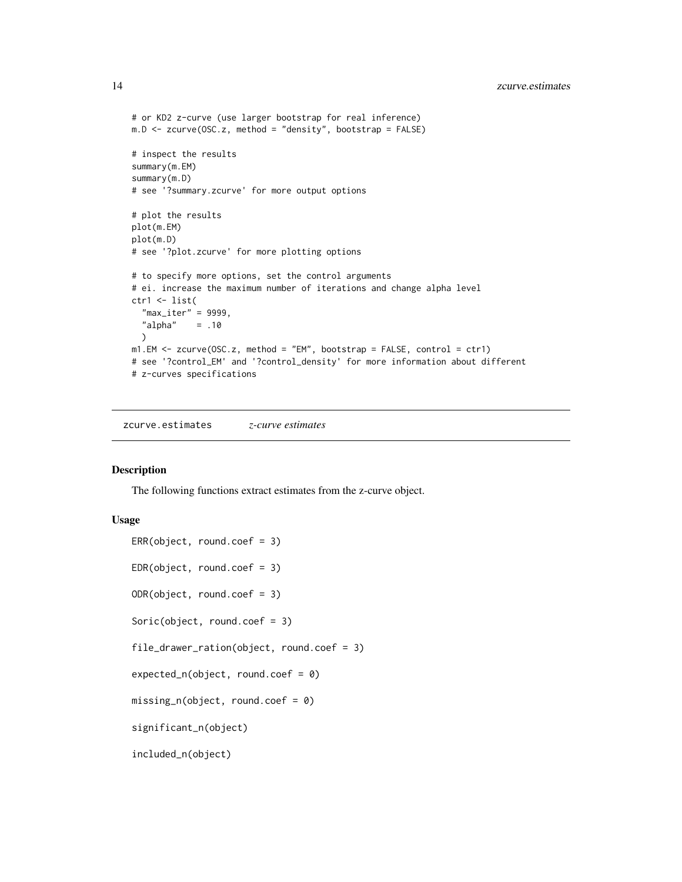```
# or KD2 z-curve (use larger bootstrap for real inference)
m.D <- zcurve(OSC.z, method = "density", bootstrap = FALSE)

# inspect the results
summary(m.EM)
summary(m.D)
# see '?summary.zcurve' for more output options

# plot the results
plot(m.EM)
plot(m.D)
# see '?plot.zcurve' for more plotting options

# to specify more options, set the control arguments
# ei. increase the maximum number of iterations and change alpha level
ctr1 <- list(
  "max_iter" = 9999,
  "alpha"    = .10
  )
m1.EM <- zcurve(OSC.z, method = "EM", bootstrap = FALSE, control = ctr1)
# see '?control_EM' and '?control_density' for more information about different
# z-curves specifications
```

## zcurve.estimates *z-curve estimates*

### Description

The following functions extract estimates from the z-curve object.

### Usage

```
ERR(object, round.coef = 3)

EDR(object, round.coef = 3)

ODR(object, round.coef = 3)

Soric(object, round.coef = 3)

file_drawer_ration(object, round.coef = 3)

expected_n(object, round.coef = 0)

missing_n(object, round.coef = 0)

significant_n(object)

included_n(object)
```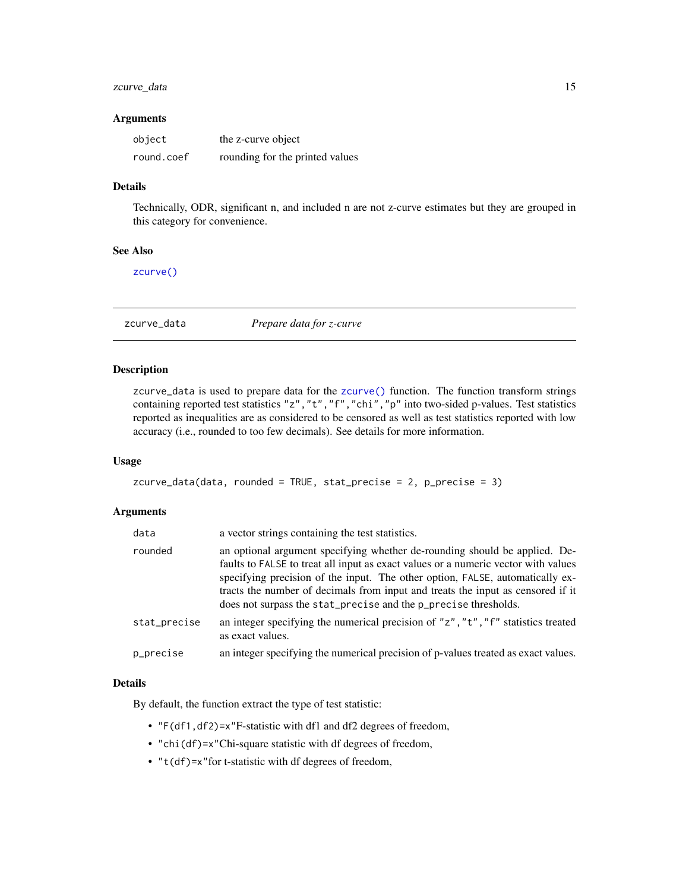### Arguments

| | |
|---|---|
| `object` | the z-curve object |
| `round.coef` | rounding for the printed values |

### Details

Technically, ODR, significant n, and included n are not z-curve estimates but they are grouped in this category for convenience.

### See Also

`zcurve()`

---

## zcurve_data — *Prepare data for z-curve*

### Description

`zcurve_data` is used to prepare data for the `zcurve()` function. The function transform strings containing reported test statistics `"z"`, `"t"`, `"f"`, `"chi"`, `"p"` into two-sided p-values. Test statistics reported as inequalities are as considered to be censored as well as test statistics reported with low accuracy (i.e., rounded to too few decimals). See details for more information.

### Usage

```
zcurve_data(data, rounded = TRUE, stat_precise = 2, p_precise = 3)
```

### Arguments

| | |
|---|---|
| `data` | a vector strings containing the test statistics. |
| `rounded` | an optional argument specifying whether de-rounding should be applied. Defaults to `FALSE` to treat all input as exact values or a numeric vector with values specifying precision of the input. The other option, `FALSE`, automatically extracts the number of decimals from input and treats the input as censored if it does not surpass the `stat_precise` and the `p_precise` thresholds. |
| `stat_precise` | an integer specifying the numerical precision of `"z"`, `"t"`, `"f"` statistics treated as exact values. |
| `p_precise` | an integer specifying the numerical precision of p-values treated as exact values. |

### Details

By default, the function extract the type of test statistic:

- `"F(df1,df2)=x"`F-statistic with df1 and df2 degrees of freedom,
- `"chi(df)=x"`Chi-square statistic with df degrees of freedom,
- `"t(df)=x"`for t-statistic with df degrees of freedom,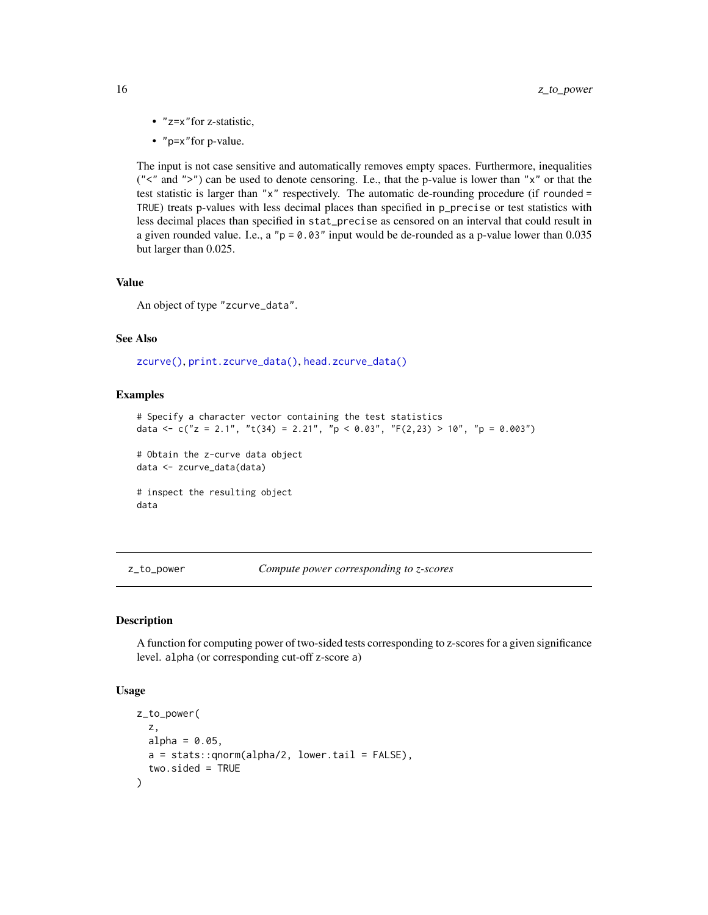- "z=x"for z-statistic,
- "p=x"for p-value.

The input is not case sensitive and automatically removes empty spaces. Furthermore, inequalities ("<" and ">") can be used to denote censoring. I.e., that the p-value is lower than "x" or that the test statistic is larger than "x" respectively. The automatic de-rounding procedure (if `rounded = TRUE`) treats p-values with less decimal places than specified in `p_precise` or test statistics with less decimal places than specified in `stat_precise` as censored on an interval that could result in a given rounded value. I.e., a "p = 0.03" input would be de-rounded as a p-value lower than 0.035 but larger than 0.025.

### Value

An object of type "zcurve_data".

### See Also

`zcurve()`, `print.zcurve_data()`, `head.zcurve_data()`

### Examples

```
# Specify a character vector containing the test statistics
data <- c("z = 2.1", "t(34) = 2.21", "p < 0.03", "F(2,23) > 10", "p = 0.003")

# Obtain the z-curve data object
data <- zcurve_data(data)

# inspect the resulting object
data
```

---

## z_to_power — *Compute power corresponding to z-scores*

### Description

A function for computing power of two-sided tests corresponding to z-scores for a given significance level. `alpha` (or corresponding cut-off z-score `a`)

### Usage

```
z_to_power(
  z,
  alpha = 0.05,
  a = stats::qnorm(alpha/2, lower.tail = FALSE),
  two.sided = TRUE
)
```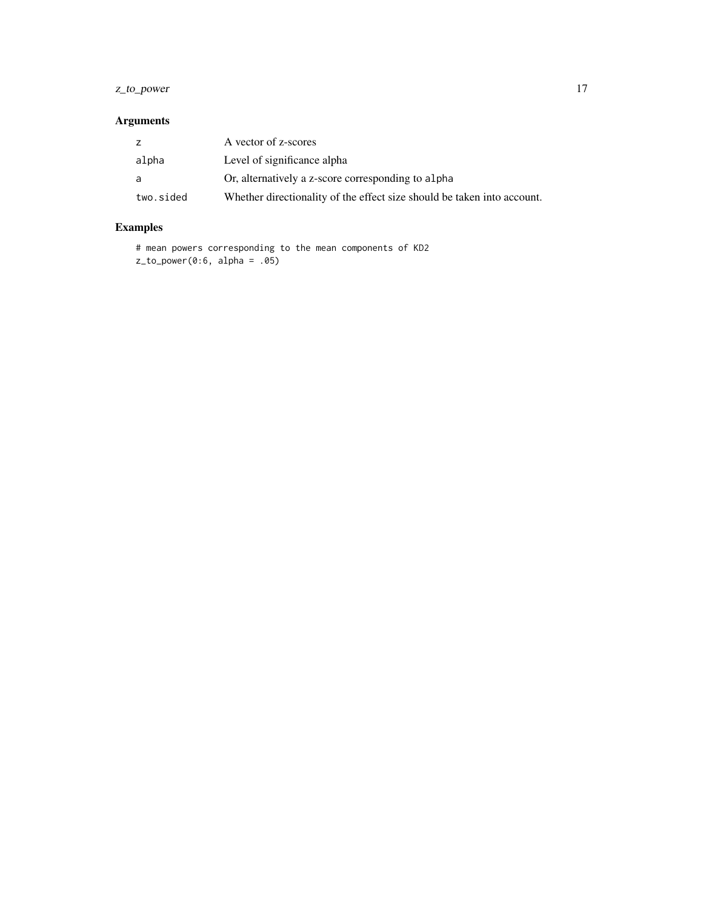## Arguments

| | |
|---|---|
| `z` | A vector of z-scores |
| `alpha` | Level of significance alpha |
| `a` | Or, alternatively a z-score corresponding to `alpha` |
| `two.sided` | Whether directionality of the effect size should be taken into account. |

## Examples

```
# mean powers corresponding to the mean components of KD2
z_to_power(0:6, alpha = .05)
```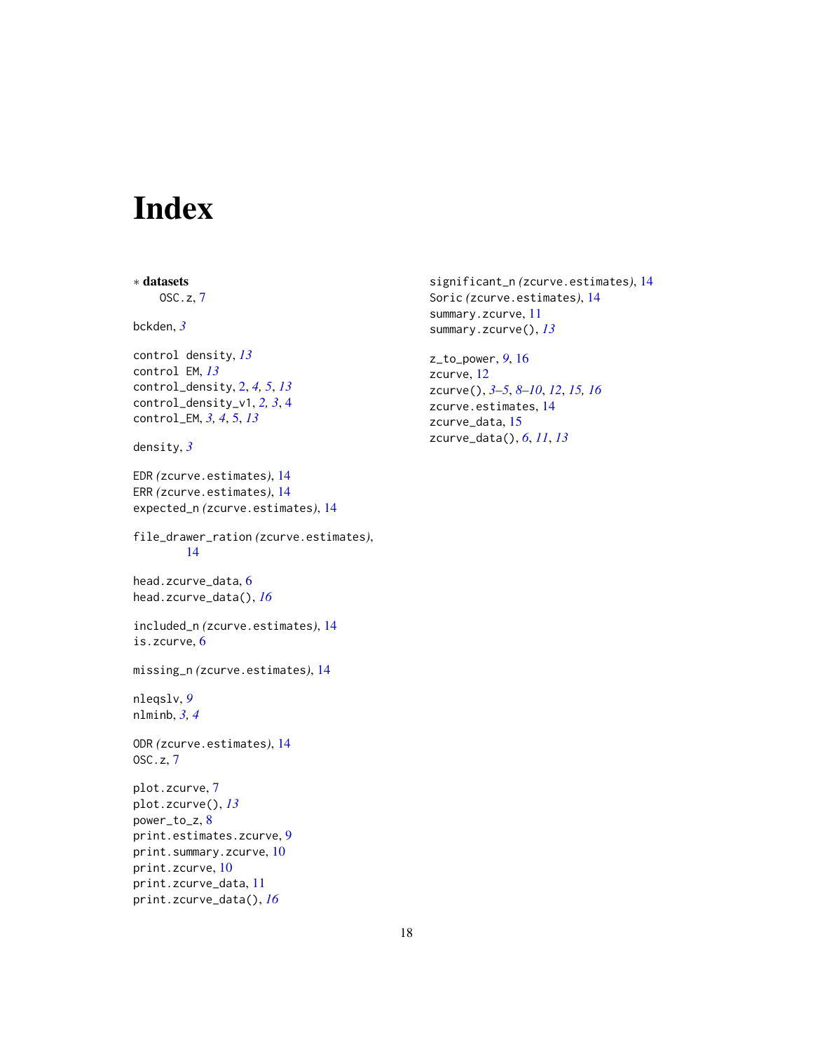# Index

∗ **datasets**
OSC.z, 7

bckden, *3*

control density, *13*
control EM, *13*
control_density, 2, *4, 5*, *13*
control_density_v1, 2, *3*, 4
control_EM, *3, 4*, 5, *13*

density, *3*

EDR *(*zcurve.estimates*)*, 14
ERR *(*zcurve.estimates*)*, 14
expected_n *(*zcurve.estimates*)*, 14

file_drawer_ration *(*zcurve.estimates*)*, 14

head.zcurve_data, 6
head.zcurve_data(), *16*

included_n *(*zcurve.estimates*)*, 14
is.zcurve, 6

missing_n *(*zcurve.estimates*)*, 14

nleqslv, *9*
nlminb, *3, 4*

ODR *(*zcurve.estimates*)*, 14
OSC.z, 7

plot.zcurve, 7
plot.zcurve(), *13*
power_to_z, 8
print.estimates.zcurve, 9
print.summary.zcurve, 10
print.zcurve, 10
print.zcurve_data, 11
print.zcurve_data(), *16*

significant_n *(*zcurve.estimates*)*, 14
Soric *(*zcurve.estimates*)*, 14
summary.zcurve, 11
summary.zcurve(), *13*

z_to_power, *9*, 16
zcurve, 12
zcurve(), *3–5*, *8–10*, *12*, *15, 16*
zcurve.estimates, 14
zcurve_data, 15
zcurve_data(), *6*, *11*, *13*